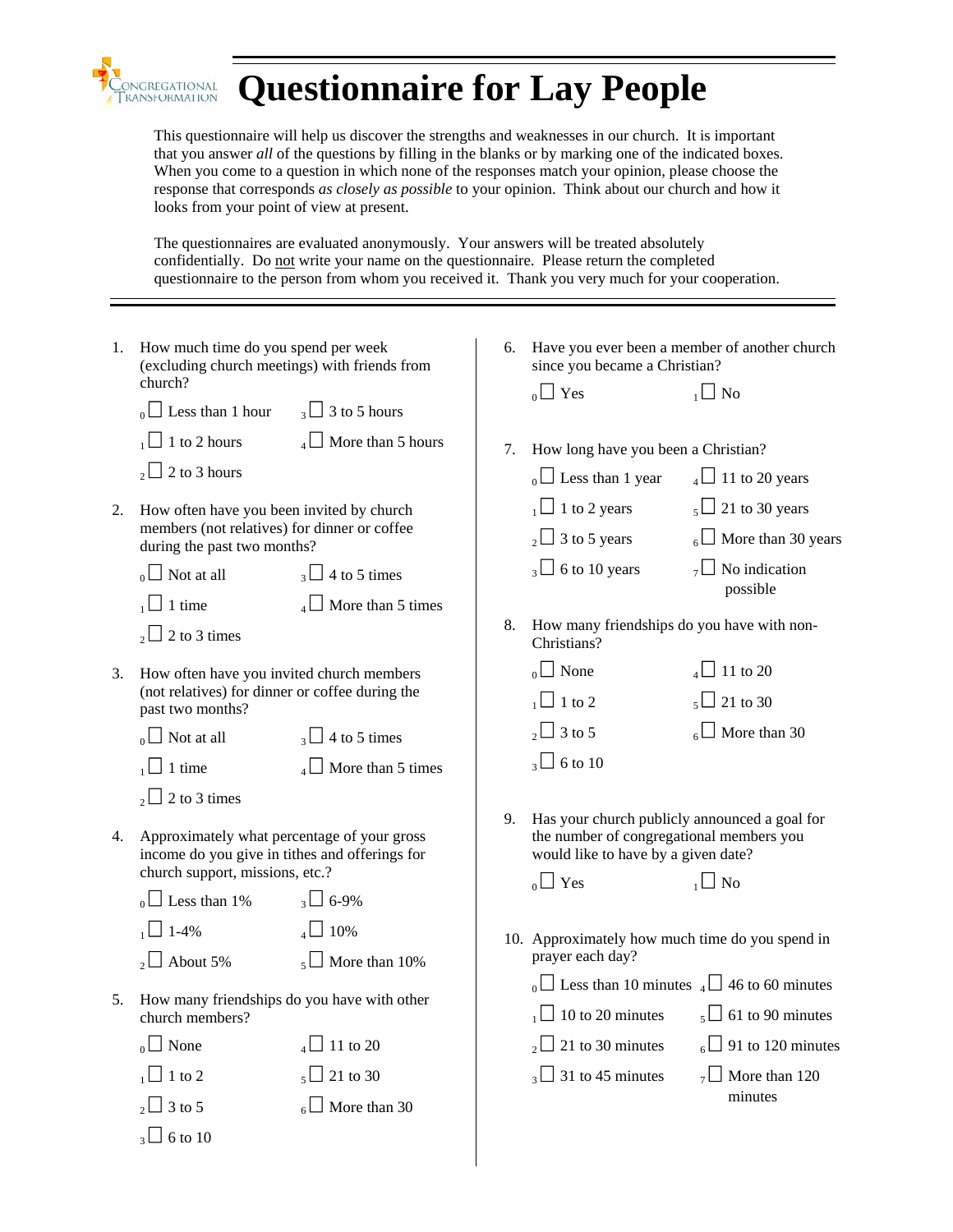Congregational Transformation

# Questionnaire for Lay People

This questionnaire will help us discover the strengths and weaknesses in our church. It is important that you answer *all* of the questions by filling in the blanks or by marking one of the indicated boxes. When you come to a question in which none of the responses match your opinion, please choose the response that corresponds *as closely as possible* to your opinion. Think about our church and how it looks from your point of view at present.

The questionnaires are evaluated anonymously. Your answers will be treated absolutely confidentially. Do not write your name on the questionnaire. Please return the completed questionnaire to the person from whom you received it. Thank you very much for your cooperation.

---

1. How much time do you spend per week (excluding church meetings) with friends from church?
   - 0 ☐ Less than 1 hour
   - 1 ☐ 1 to 2 hours
   - 2 ☐ 2 to 3 hours
   - 3 ☐ 3 to 5 hours
   - 4 ☐ More than 5 hours

2. How often have you been invited by church members (not relatives) for dinner or coffee during the past two months?
   - 0 ☐ Not at all
   - 1 ☐ 1 time
   - 2 ☐ 2 to 3 times
   - 3 ☐ 4 to 5 times
   - 4 ☐ More than 5 times

3. How often have you invited church members (not relatives) for dinner or coffee during the past two months?
   - 0 ☐ Not at all
   - 1 ☐ 1 time
   - 2 ☐ 2 to 3 times
   - 3 ☐ 4 to 5 times
   - 4 ☐ More than 5 times

4. Approximately what percentage of your gross income do you give in tithes and offerings for church support, missions, etc.?
   - 0 ☐ Less than 1%
   - 1 ☐ 1-4%
   - 2 ☐ About 5%
   - 3 ☐ 6-9%
   - 4 ☐ 10%
   - 5 ☐ More than 10%

5. How many friendships do you have with other church members?
   - 0 ☐ None
   - 1 ☐ 1 to 2
   - 2 ☐ 3 to 5
   - 3 ☐ 6 to 10
   - 4 ☐ 11 to 20
   - 5 ☐ 21 to 30
   - 6 ☐ More than 30

6. Have you ever been a member of another church since you became a Christian?
   - 0 ☐ Yes
   - 1 ☐ No

7. How long have you been a Christian?
   - 0 ☐ Less than 1 year
   - 1 ☐ 1 to 2 years
   - 2 ☐ 3 to 5 years
   - 3 ☐ 6 to 10 years
   - 4 ☐ 11 to 20 years
   - 5 ☐ 21 to 30 years
   - 6 ☐ More than 30 years
   - 7 ☐ No indication possible

8. How many friendships do you have with non-Christians?
   - 0 ☐ None
   - 1 ☐ 1 to 2
   - 2 ☐ 3 to 5
   - 3 ☐ 6 to 10
   - 4 ☐ 11 to 20
   - 5 ☐ 21 to 30
   - 6 ☐ More than 30

9. Has your church publicly announced a goal for the number of congregational members you would like to have by a given date?
   - 0 ☐ Yes
   - 1 ☐ No

10. Approximately how much time do you spend in prayer each day?
    - 0 ☐ Less than 10 minutes
    - 1 ☐ 10 to 20 minutes
    - 2 ☐ 21 to 30 minutes
    - 3 ☐ 31 to 45 minutes
    - 4 ☐ 46 to 60 minutes
    - 5 ☐ 61 to 90 minutes
    - 6 ☐ 91 to 120 minutes
    - 7 ☐ More than 120 minutes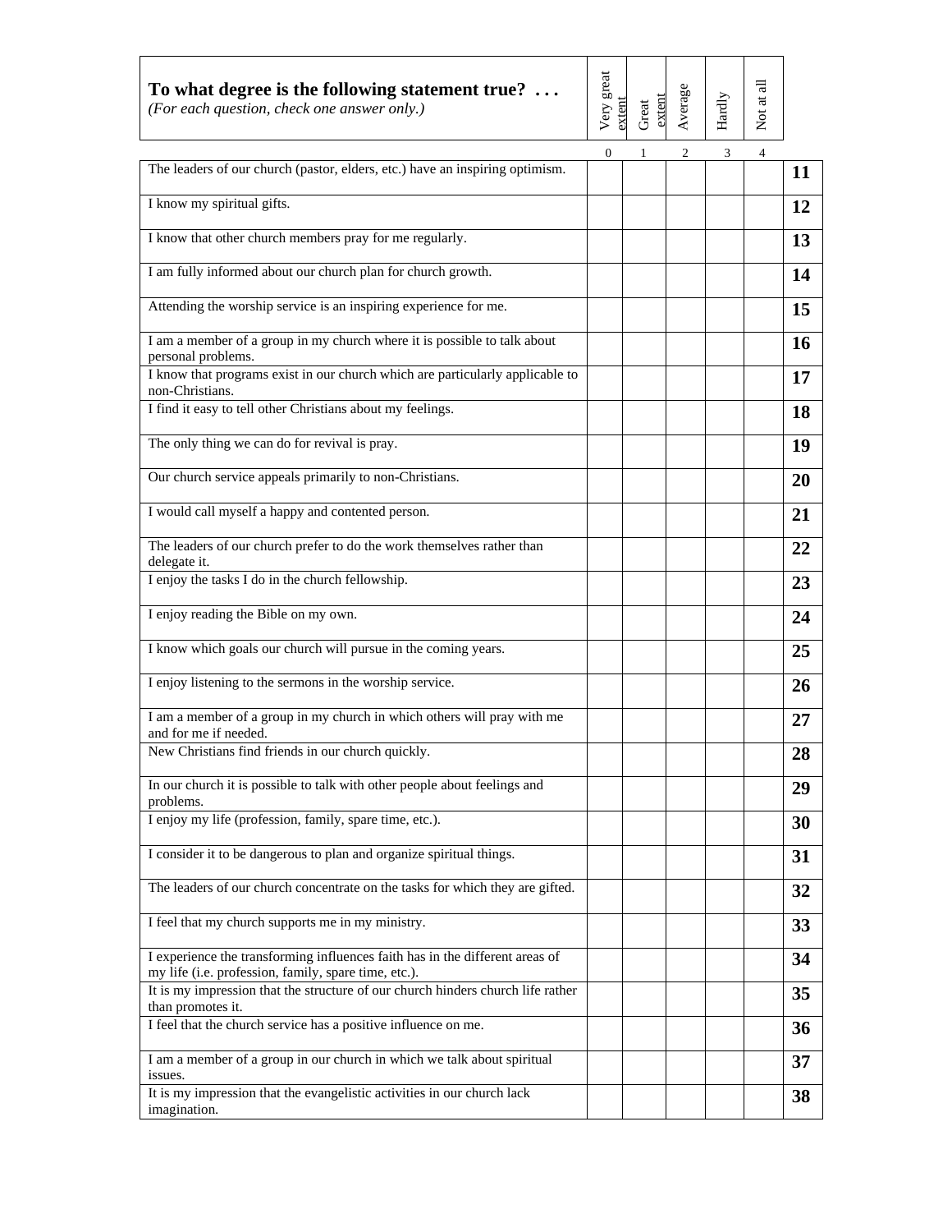| **To what degree is the following statement true? . . .** *(For each question, check one answer only.)* | Very great extent | Great extent | Average | Hardly | Not at all | |
|---|---|---|---|---|---|---|
| | 0 | 1 | 2 | 3 | 4 | |
| The leaders of our church (pastor, elders, etc.) have an inspiring optimism. | | | | | | **11** |
| I know my spiritual gifts. | | | | | | **12** |
| I know that other church members pray for me regularly. | | | | | | **13** |
| I am fully informed about our church plan for church growth. | | | | | | **14** |
| Attending the worship service is an inspiring experience for me. | | | | | | **15** |
| I am a member of a group in my church where it is possible to talk about personal problems. | | | | | | **16** |
| I know that programs exist in our church which are particularly applicable to non-Christians. | | | | | | **17** |
| I find it easy to tell other Christians about my feelings. | | | | | | **18** |
| The only thing we can do for revival is pray. | | | | | | **19** |
| Our church service appeals primarily to non-Christians. | | | | | | **20** |
| I would call myself a happy and contented person. | | | | | | **21** |
| The leaders of our church prefer to do the work themselves rather than delegate it. | | | | | | **22** |
| I enjoy the tasks I do in the church fellowship. | | | | | | **23** |
| I enjoy reading the Bible on my own. | | | | | | **24** |
| I know which goals our church will pursue in the coming years. | | | | | | **25** |
| I enjoy listening to the sermons in the worship service. | | | | | | **26** |
| I am a member of a group in my church in which others will pray with me and for me if needed. | | | | | | **27** |
| New Christians find friends in our church quickly. | | | | | | **28** |
| In our church it is possible to talk with other people about feelings and problems. | | | | | | **29** |
| I enjoy my life (profession, family, spare time, etc.). | | | | | | **30** |
| I consider it to be dangerous to plan and organize spiritual things. | | | | | | **31** |
| The leaders of our church concentrate on the tasks for which they are gifted. | | | | | | **32** |
| I feel that my church supports me in my ministry. | | | | | | **33** |
| I experience the transforming influences faith has in the different areas of my life (i.e. profession, family, spare time, etc.). | | | | | | **34** |
| It is my impression that the structure of our church hinders church life rather than promotes it. | | | | | | **35** |
| I feel that the church service has a positive influence on me. | | | | | | **36** |
| I am a member of a group in our church in which we talk about spiritual issues. | | | | | | **37** |
| It is my impression that the evangelistic activities in our church lack imagination. | | | | | | **38** |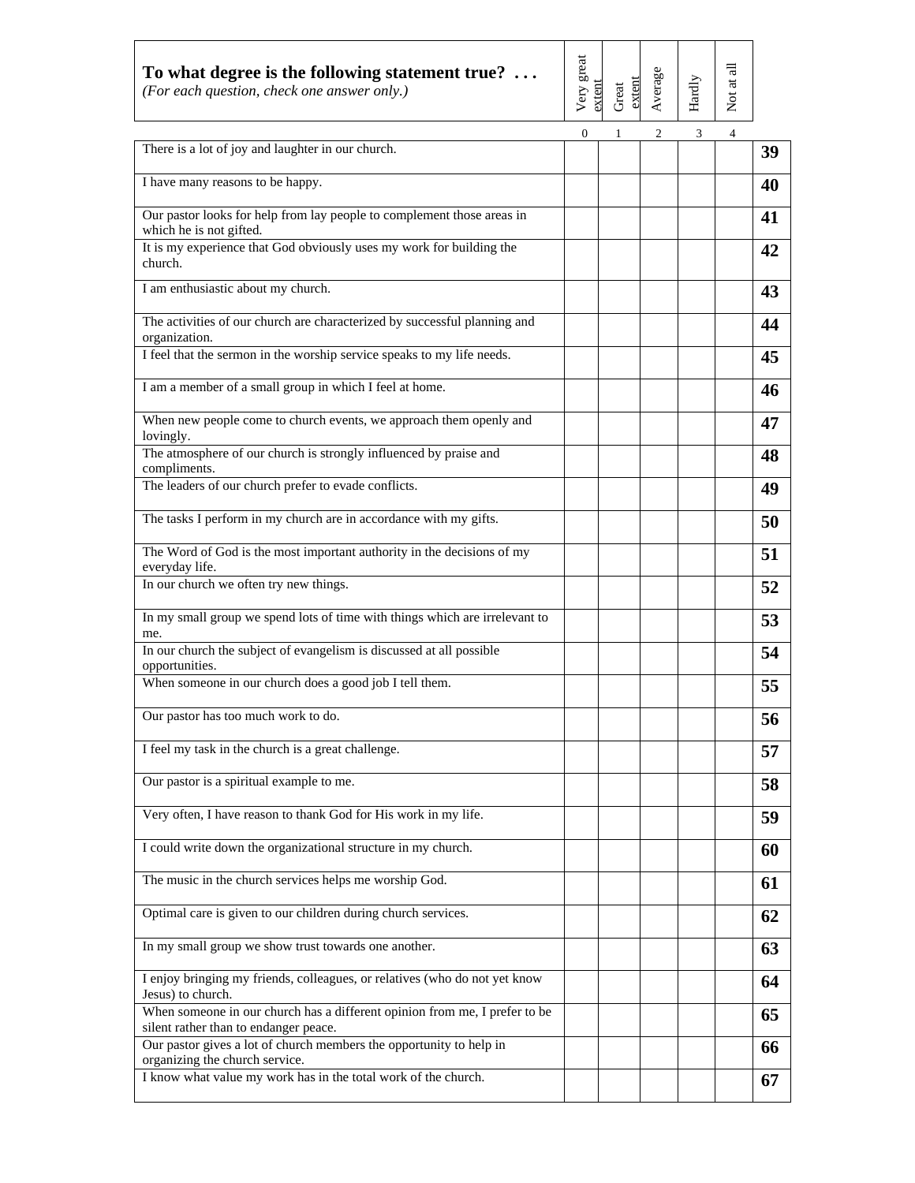| **To what degree is the following statement true? . . .** *(For each question, check one answer only.)* | Very great extent | Great extent | Average | Hardly | Not at all | |
|---|---|---|---|---|---|---|
| | 0 | 1 | 2 | 3 | 4 | |
| There is a lot of joy and laughter in our church. | | | | | | **39** |
| I have many reasons to be happy. | | | | | | **40** |
| Our pastor looks for help from lay people to complement those areas in which he is not gifted. | | | | | | **41** |
| It is my experience that God obviously uses my work for building the church. | | | | | | **42** |
| I am enthusiastic about my church. | | | | | | **43** |
| The activities of our church are characterized by successful planning and organization. | | | | | | **44** |
| I feel that the sermon in the worship service speaks to my life needs. | | | | | | **45** |
| I am a member of a small group in which I feel at home. | | | | | | **46** |
| When new people come to church events, we approach them openly and lovingly. | | | | | | **47** |
| The atmosphere of our church is strongly influenced by praise and compliments. | | | | | | **48** |
| The leaders of our church prefer to evade conflicts. | | | | | | **49** |
| The tasks I perform in my church are in accordance with my gifts. | | | | | | **50** |
| The Word of God is the most important authority in the decisions of my everyday life. | | | | | | **51** |
| In our church we often try new things. | | | | | | **52** |
| In my small group we spend lots of time with things which are irrelevant to me. | | | | | | **53** |
| In our church the subject of evangelism is discussed at all possible opportunities. | | | | | | **54** |
| When someone in our church does a good job I tell them. | | | | | | **55** |
| Our pastor has too much work to do. | | | | | | **56** |
| I feel my task in the church is a great challenge. | | | | | | **57** |
| Our pastor is a spiritual example to me. | | | | | | **58** |
| Very often, I have reason to thank God for His work in my life. | | | | | | **59** |
| I could write down the organizational structure in my church. | | | | | | **60** |
| The music in the church services helps me worship God. | | | | | | **61** |
| Optimal care is given to our children during church services. | | | | | | **62** |
| In my small group we show trust towards one another. | | | | | | **63** |
| I enjoy bringing my friends, colleagues, or relatives (who do not yet know Jesus) to church. | | | | | | **64** |
| When someone in our church has a different opinion from me, I prefer to be silent rather than to endanger peace. | | | | | | **65** |
| Our pastor gives a lot of church members the opportunity to help in organizing the church service. | | | | | | **66** |
| I know what value my work has in the total work of the church. | | | | | | **67** |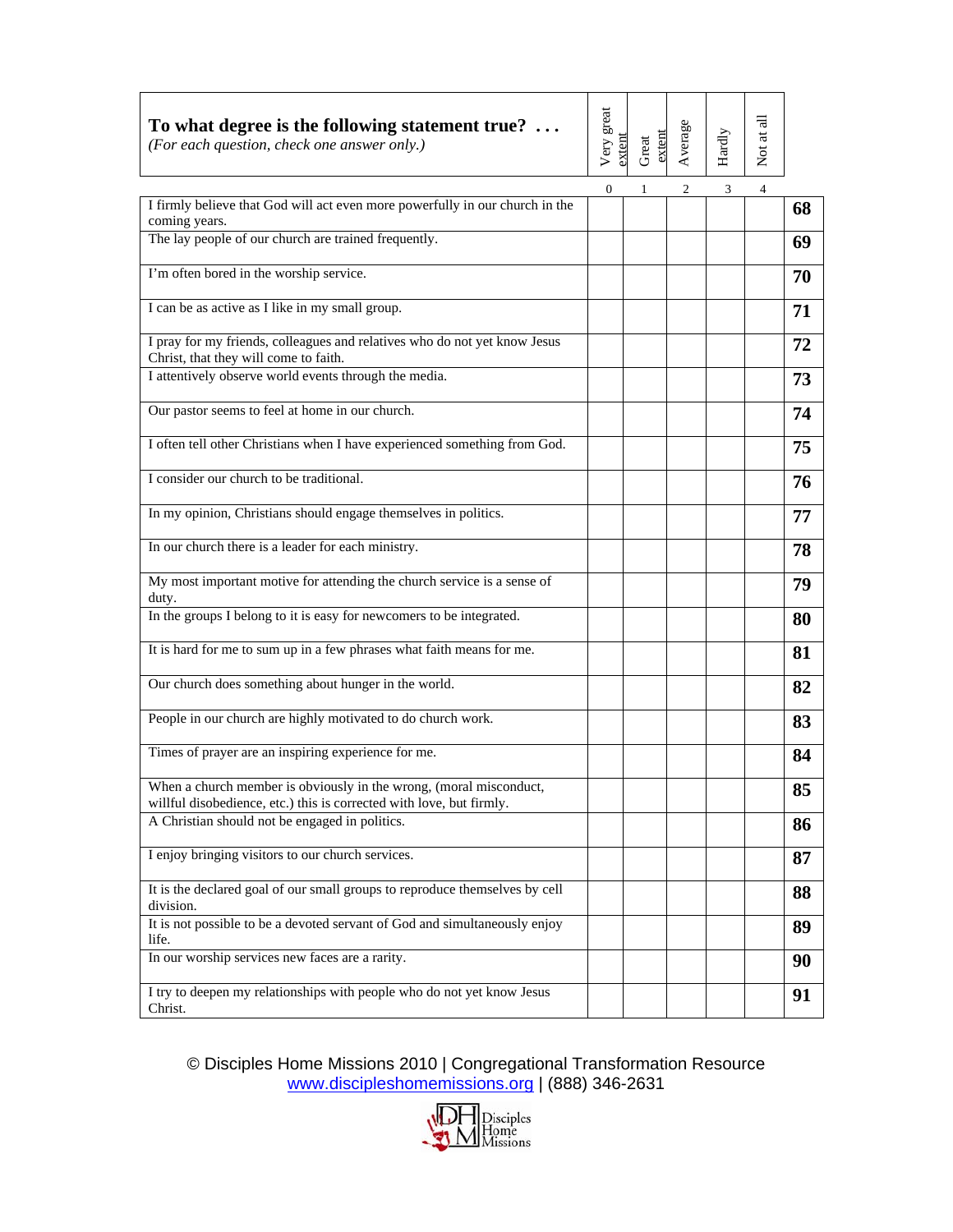| To what degree is the following statement true? . . . *(For each question, check one answer only.)* | Very great extent | Great extent | Average | Hardly | Not at all | |
|---|---|---|---|---|---|---|
| | 0 | 1 | 2 | 3 | 4 | |
| I firmly believe that God will act even more powerfully in our church in the coming years. | | | | | | **68** |
| The lay people of our church are trained frequently. | | | | | | **69** |
| I'm often bored in the worship service. | | | | | | **70** |
| I can be as active as I like in my small group. | | | | | | **71** |
| I pray for my friends, colleagues and relatives who do not yet know Jesus Christ, that they will come to faith. | | | | | | **72** |
| I attentively observe world events through the media. | | | | | | **73** |
| Our pastor seems to feel at home in our church. | | | | | | **74** |
| I often tell other Christians when I have experienced something from God. | | | | | | **75** |
| I consider our church to be traditional. | | | | | | **76** |
| In my opinion, Christians should engage themselves in politics. | | | | | | **77** |
| In our church there is a leader for each ministry. | | | | | | **78** |
| My most important motive for attending the church service is a sense of duty. | | | | | | **79** |
| In the groups I belong to it is easy for newcomers to be integrated. | | | | | | **80** |
| It is hard for me to sum up in a few phrases what faith means for me. | | | | | | **81** |
| Our church does something about hunger in the world. | | | | | | **82** |
| People in our church are highly motivated to do church work. | | | | | | **83** |
| Times of prayer are an inspiring experience for me. | | | | | | **84** |
| When a church member is obviously in the wrong, (moral misconduct, willful disobedience, etc.) this is corrected with love, but firmly. | | | | | | **85** |
| A Christian should not be engaged in politics. | | | | | | **86** |
| I enjoy bringing visitors to our church services. | | | | | | **87** |
| It is the declared goal of our small groups to reproduce themselves by cell division. | | | | | | **88** |
| It is not possible to be a devoted servant of God and simultaneously enjoy life. | | | | | | **89** |
| In our worship services new faces are a rarity. | | | | | | **90** |
| I try to deepen my relationships with people who do not yet know Jesus Christ. | | | | | | **91** |

© Disciples Home Missions 2010 | Congregational Transformation Resource
www.discipleshomemissions.org | (888) 346-2631

Disciples Home Missions